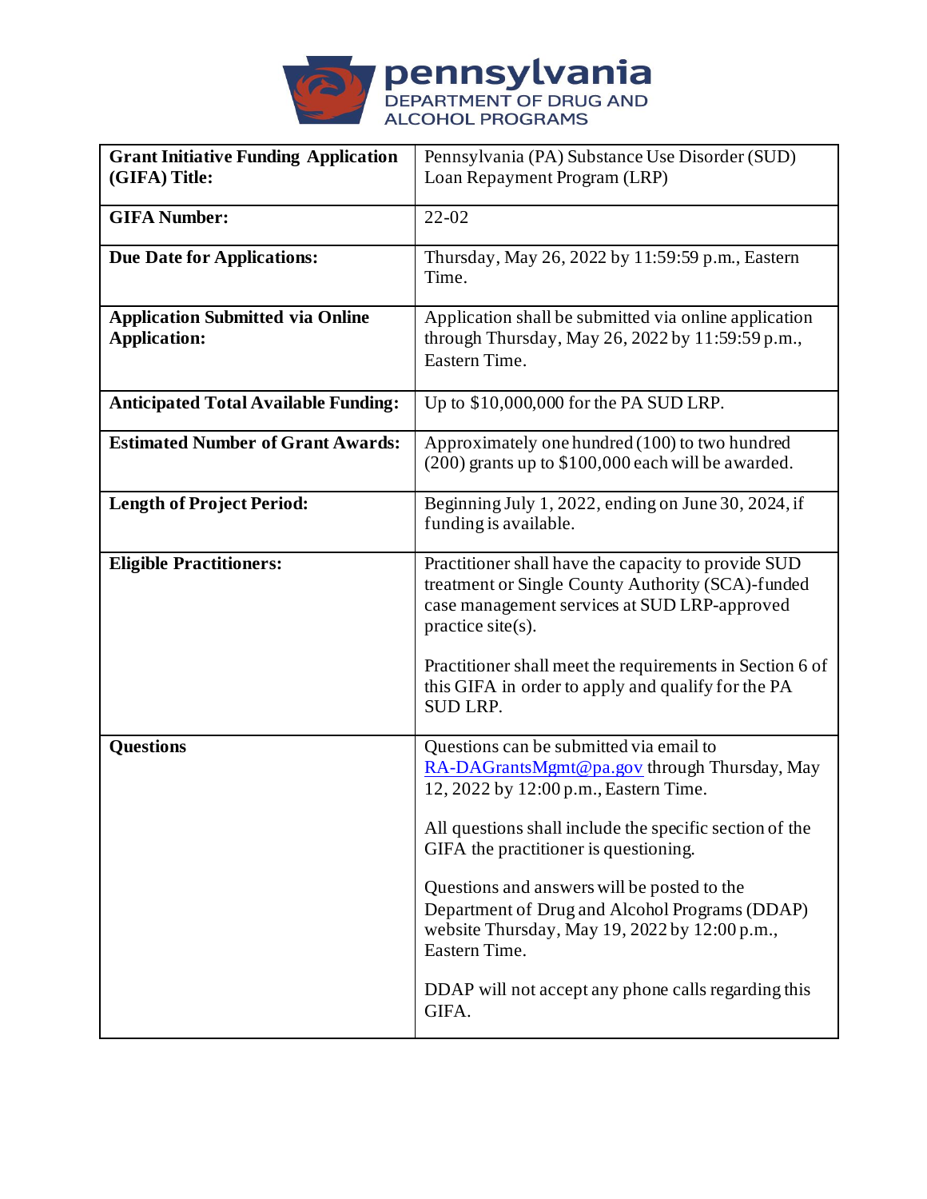**pennsylvania**
DEPARTMENT OF DRUG AND ALCOHOL PROGRAMS

| | |
|---|---|
| **Grant Initiative Funding Application (GIFA) Title:** | Pennsylvania (PA) Substance Use Disorder (SUD) Loan Repayment Program (LRP) |
| **GIFA Number:** | 22-02 |
| **Due Date for Applications:** | Thursday, May 26, 2022 by 11:59:59 p.m., Eastern Time. |
| **Application Submitted via Online Application:** | Application shall be submitted via online application through Thursday, May 26, 2022 by 11:59:59 p.m., Eastern Time. |
| **Anticipated Total Available Funding:** | Up to $10,000,000 for the PA SUD LRP. |
| **Estimated Number of Grant Awards:** | Approximately one hundred (100) to two hundred (200) grants up to $100,000 each will be awarded. |
| **Length of Project Period:** | Beginning July 1, 2022, ending on June 30, 2024, if funding is available. |
| **Eligible Practitioners:** | Practitioner shall have the capacity to provide SUD treatment or Single County Authority (SCA)-funded case management services at SUD LRP-approved practice site(s).<br><br>Practitioner shall meet the requirements in Section 6 of this GIFA in order to apply and qualify for the PA SUD LRP. |
| **Questions** | Questions can be submitted via email to RA-DAGrantsMgmt@pa.gov through Thursday, May 12, 2022 by 12:00 p.m., Eastern Time.<br><br>All questions shall include the specific section of the GIFA the practitioner is questioning.<br><br>Questions and answers will be posted to the Department of Drug and Alcohol Programs (DDAP) website Thursday, May 19, 2022 by 12:00 p.m., Eastern Time.<br><br>DDAP will not accept any phone calls regarding this GIFA. |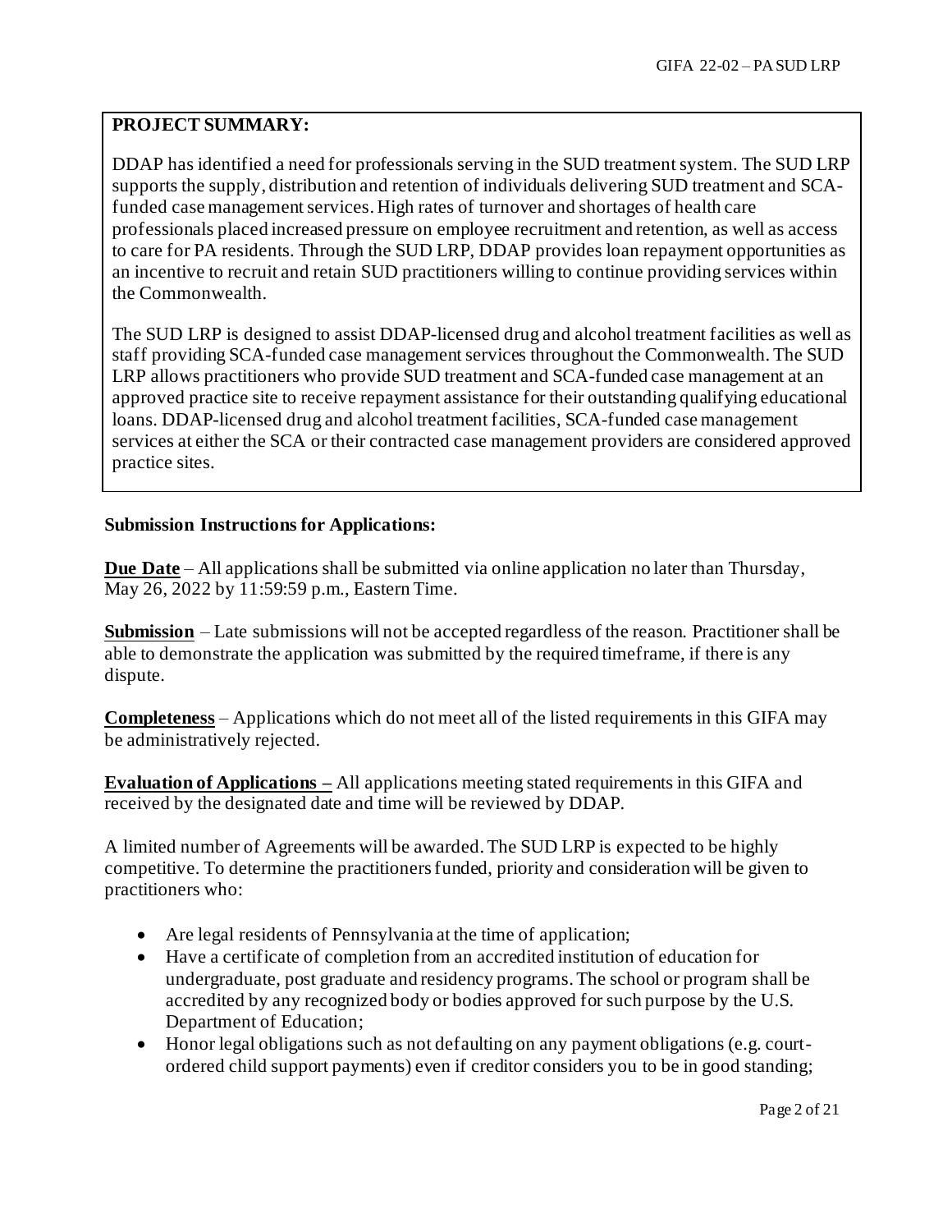**PROJECT SUMMARY:**

DDAP has identified a need for professionals serving in the SUD treatment system. The SUD LRP supports the supply, distribution and retention of individuals delivering SUD treatment and SCA-funded case management services. High rates of turnover and shortages of health care professionals placed increased pressure on employee recruitment and retention, as well as access to care for PA residents. Through the SUD LRP, DDAP provides loan repayment opportunities as an incentive to recruit and retain SUD practitioners willing to continue providing services within the Commonwealth.

The SUD LRP is designed to assist DDAP-licensed drug and alcohol treatment facilities as well as staff providing SCA-funded case management services throughout the Commonwealth. The SUD LRP allows practitioners who provide SUD treatment and SCA-funded case management at an approved practice site to receive repayment assistance for their outstanding qualifying educational loans. DDAP-licensed drug and alcohol treatment facilities, SCA-funded case management services at either the SCA or their contracted case management providers are considered approved practice sites.

**Submission Instructions for Applications:**

**Due Date** – All applications shall be submitted via online application no later than Thursday, May 26, 2022 by 11:59:59 p.m., Eastern Time.

**Submission** – Late submissions will not be accepted regardless of the reason. Practitioner shall be able to demonstrate the application was submitted by the required timeframe, if there is any dispute.

**Completeness** – Applications which do not meet all of the listed requirements in this GIFA may be administratively rejected.

**Evaluation of Applications –** All applications meeting stated requirements in this GIFA and received by the designated date and time will be reviewed by DDAP.

A limited number of Agreements will be awarded. The SUD LRP is expected to be highly competitive. To determine the practitioners funded, priority and consideration will be given to practitioners who:

- Are legal residents of Pennsylvania at the time of application;
- Have a certificate of completion from an accredited institution of education for undergraduate, post graduate and residency programs. The school or program shall be accredited by any recognized body or bodies approved for such purpose by the U.S. Department of Education;
- Honor legal obligations such as not defaulting on any payment obligations (e.g. court-ordered child support payments) even if creditor considers you to be in good standing;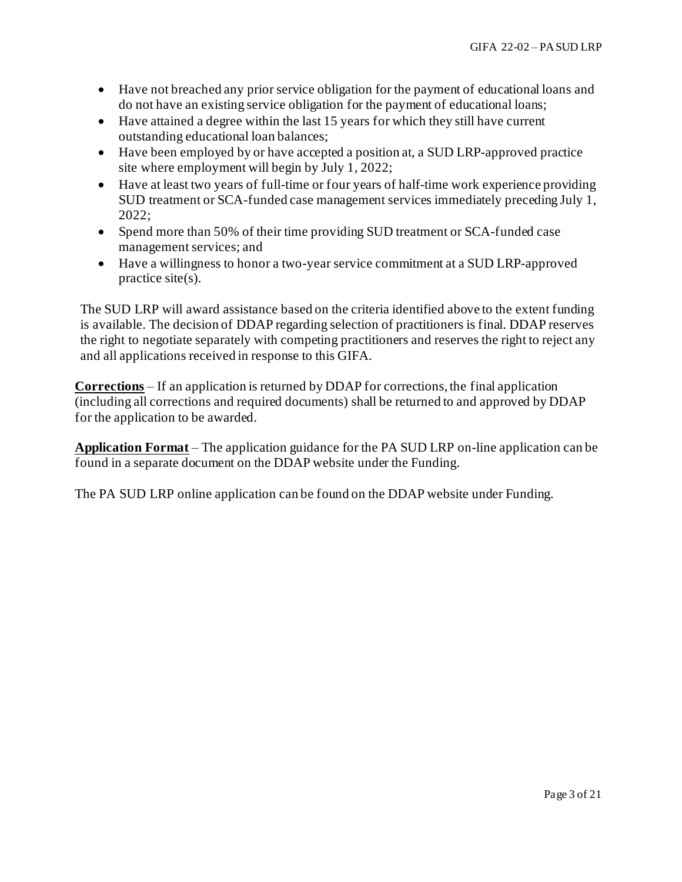- Have not breached any prior service obligation for the payment of educational loans and do not have an existing service obligation for the payment of educational loans;
- Have attained a degree within the last 15 years for which they still have current outstanding educational loan balances;
- Have been employed by or have accepted a position at, a SUD LRP-approved practice site where employment will begin by July 1, 2022;
- Have at least two years of full-time or four years of half-time work experience providing SUD treatment or SCA-funded case management services immediately preceding July 1, 2022;
- Spend more than 50% of their time providing SUD treatment or SCA-funded case management services; and
- Have a willingness to honor a two-year service commitment at a SUD LRP-approved practice site(s).

The SUD LRP will award assistance based on the criteria identified above to the extent funding is available. The decision of DDAP regarding selection of practitioners is final. DDAP reserves the right to negotiate separately with competing practitioners and reserves the right to reject any and all applications received in response to this GIFA.

**Corrections** – If an application is returned by DDAP for corrections, the final application (including all corrections and required documents) shall be returned to and approved by DDAP for the application to be awarded.

**Application Format** – The application guidance for the PA SUD LRP on-line application can be found in a separate document on the DDAP website under the Funding.

The PA SUD LRP online application can be found on the DDAP website under Funding.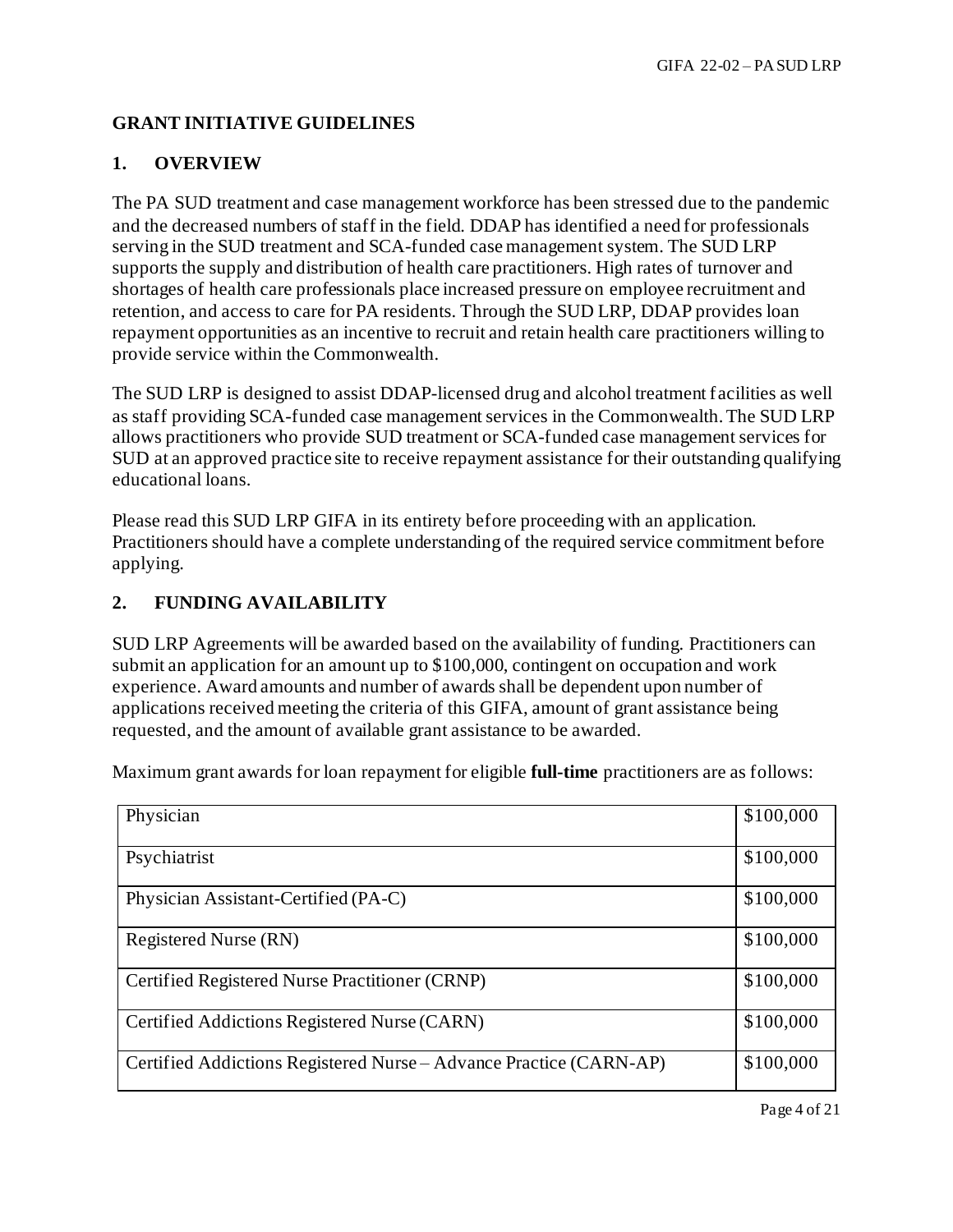## GRANT INITIATIVE GUIDELINES

### 1. OVERVIEW

The PA SUD treatment and case management workforce has been stressed due to the pandemic and the decreased numbers of staff in the field. DDAP has identified a need for professionals serving in the SUD treatment and SCA-funded case management system. The SUD LRP supports the supply and distribution of health care practitioners. High rates of turnover and shortages of health care professionals place increased pressure on employee recruitment and retention, and access to care for PA residents. Through the SUD LRP, DDAP provides loan repayment opportunities as an incentive to recruit and retain health care practitioners willing to provide service within the Commonwealth.

The SUD LRP is designed to assist DDAP-licensed drug and alcohol treatment facilities as well as staff providing SCA-funded case management services in the Commonwealth. The SUD LRP allows practitioners who provide SUD treatment or SCA-funded case management services for SUD at an approved practice site to receive repayment assistance for their outstanding qualifying educational loans.

Please read this SUD LRP GIFA in its entirety before proceeding with an application. Practitioners should have a complete understanding of the required service commitment before applying.

### 2. FUNDING AVAILABILITY

SUD LRP Agreements will be awarded based on the availability of funding. Practitioners can submit an application for an amount up to $100,000, contingent on occupation and work experience. Award amounts and number of awards shall be dependent upon number of applications received meeting the criteria of this GIFA, amount of grant assistance being requested, and the amount of available grant assistance to be awarded.

Maximum grant awards for loan repayment for eligible **full-time** practitioners are as follows:

| | |
|---|---|
| Physician | $100,000 |
| Psychiatrist | $100,000 |
| Physician Assistant-Certified (PA-C) | $100,000 |
| Registered Nurse (RN) | $100,000 |
| Certified Registered Nurse Practitioner (CRNP) | $100,000 |
| Certified Addictions Registered Nurse (CARN) | $100,000 |
| Certified Addictions Registered Nurse – Advance Practice (CARN-AP) | $100,000 |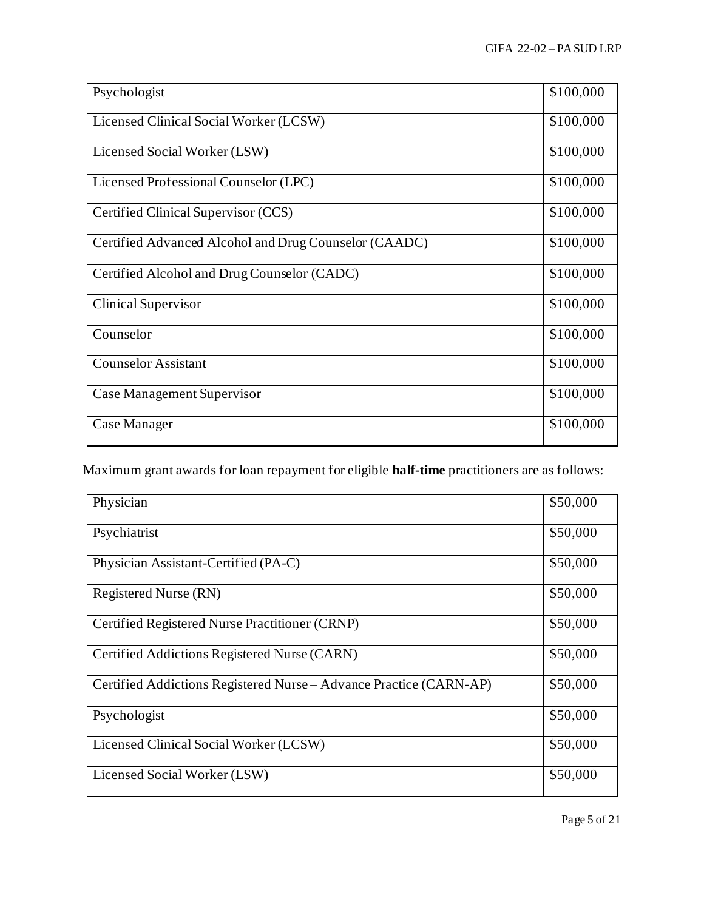| Psychologist | $100,000 |
|---|---|
| Licensed Clinical Social Worker (LCSW) | $100,000 |
| Licensed Social Worker (LSW) | $100,000 |
| Licensed Professional Counselor (LPC) | $100,000 |
| Certified Clinical Supervisor (CCS) | $100,000 |
| Certified Advanced Alcohol and Drug Counselor (CAADC) | $100,000 |
| Certified Alcohol and Drug Counselor (CADC) | $100,000 |
| Clinical Supervisor | $100,000 |
| Counselor | $100,000 |
| Counselor Assistant | $100,000 |
| Case Management Supervisor | $100,000 |
| Case Manager | $100,000 |

Maximum grant awards for loan repayment for eligible **half-time** practitioners are as follows:

| Physician | $50,000 |
|---|---|
| Psychiatrist | $50,000 |
| Physician Assistant-Certified (PA-C) | $50,000 |
| Registered Nurse (RN) | $50,000 |
| Certified Registered Nurse Practitioner (CRNP) | $50,000 |
| Certified Addictions Registered Nurse (CARN) | $50,000 |
| Certified Addictions Registered Nurse – Advance Practice (CARN-AP) | $50,000 |
| Psychologist | $50,000 |
| Licensed Clinical Social Worker (LCSW) | $50,000 |
| Licensed Social Worker (LSW) | $50,000 |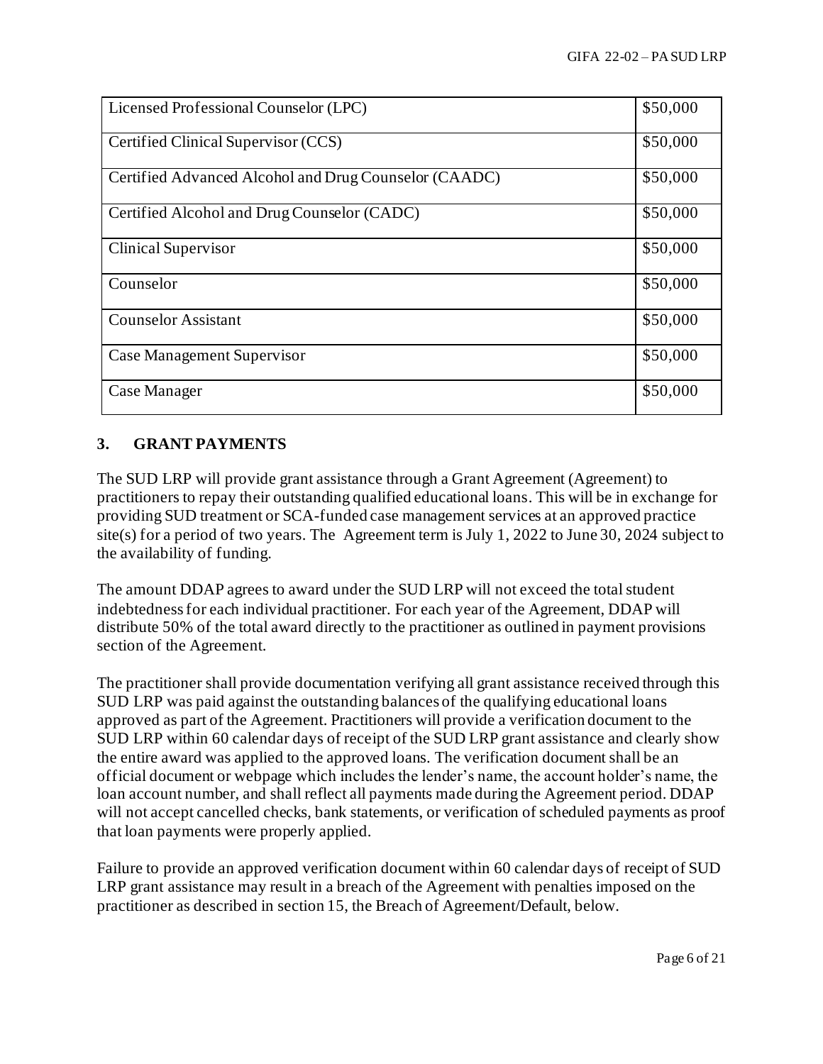| Licensed Professional Counselor (LPC) | $50,000 |
|---|---|
| Certified Clinical Supervisor (CCS) | $50,000 |
| Certified Advanced Alcohol and Drug Counselor (CAADC) | $50,000 |
| Certified Alcohol and Drug Counselor (CADC) | $50,000 |
| Clinical Supervisor | $50,000 |
| Counselor | $50,000 |
| Counselor Assistant | $50,000 |
| Case Management Supervisor | $50,000 |
| Case Manager | $50,000 |

## 3. GRANT PAYMENTS

The SUD LRP will provide grant assistance through a Grant Agreement (Agreement) to practitioners to repay their outstanding qualified educational loans. This will be in exchange for providing SUD treatment or SCA-funded case management services at an approved practice site(s) for a period of two years. The Agreement term is July 1, 2022 to June 30, 2024 subject to the availability of funding.

The amount DDAP agrees to award under the SUD LRP will not exceed the total student indebtedness for each individual practitioner. For each year of the Agreement, DDAP will distribute 50% of the total award directly to the practitioner as outlined in payment provisions section of the Agreement.

The practitioner shall provide documentation verifying all grant assistance received through this SUD LRP was paid against the outstanding balances of the qualifying educational loans approved as part of the Agreement. Practitioners will provide a verification document to the SUD LRP within 60 calendar days of receipt of the SUD LRP grant assistance and clearly show the entire award was applied to the approved loans. The verification document shall be an official document or webpage which includes the lender's name, the account holder's name, the loan account number, and shall reflect all payments made during the Agreement period. DDAP will not accept cancelled checks, bank statements, or verification of scheduled payments as proof that loan payments were properly applied.

Failure to provide an approved verification document within 60 calendar days of receipt of SUD LRP grant assistance may result in a breach of the Agreement with penalties imposed on the practitioner as described in section 15, the Breach of Agreement/Default, below.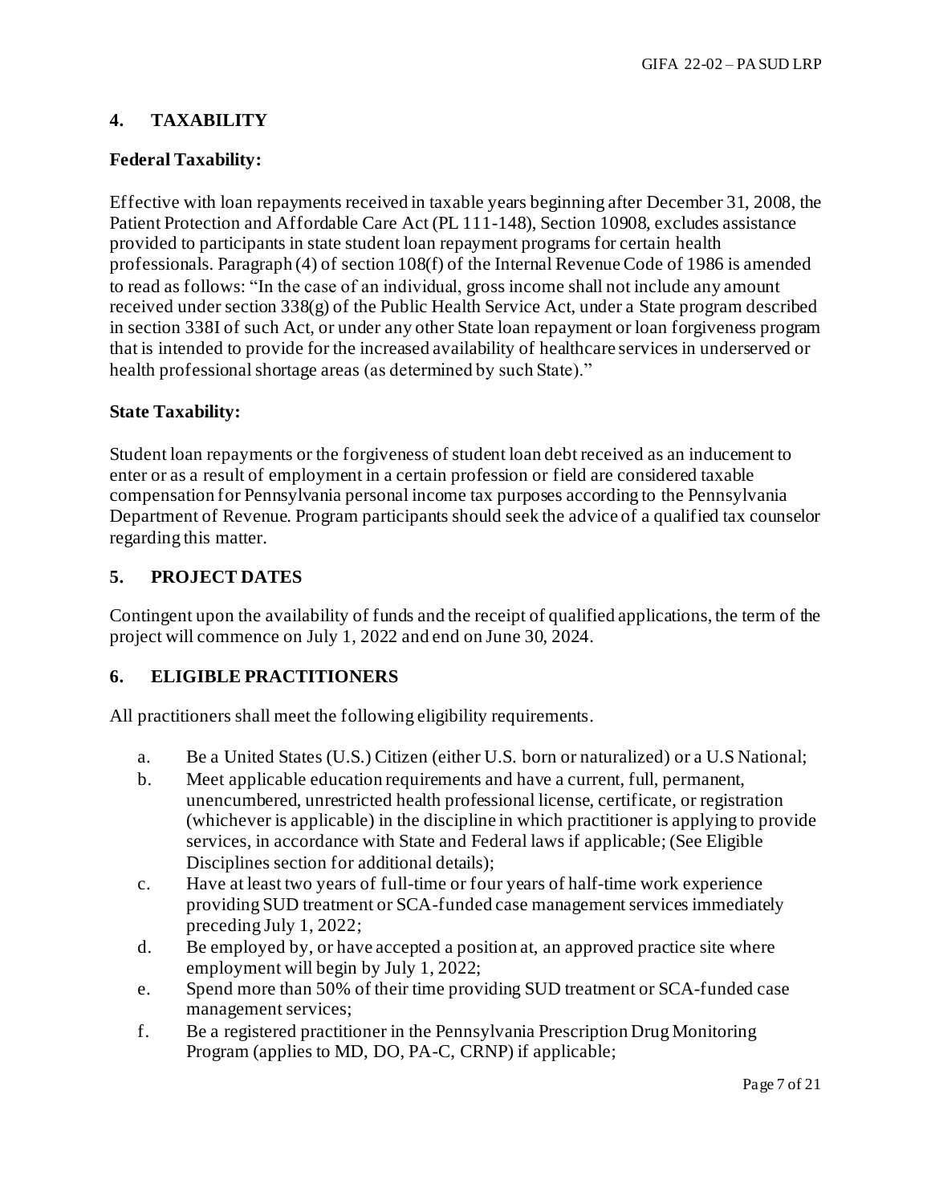## 4. TAXABILITY

### Federal Taxability:

Effective with loan repayments received in taxable years beginning after December 31, 2008, the Patient Protection and Affordable Care Act (PL 111-148), Section 10908, excludes assistance provided to participants in state student loan repayment programs for certain health professionals. Paragraph (4) of section 108(f) of the Internal Revenue Code of 1986 is amended to read as follows: "In the case of an individual, gross income shall not include any amount received under section 338(g) of the Public Health Service Act, under a State program described in section 338I of such Act, or under any other State loan repayment or loan forgiveness program that is intended to provide for the increased availability of healthcare services in underserved or health professional shortage areas (as determined by such State)."

### State Taxability:

Student loan repayments or the forgiveness of student loan debt received as an inducement to enter or as a result of employment in a certain profession or field are considered taxable compensation for Pennsylvania personal income tax purposes according to the Pennsylvania Department of Revenue. Program participants should seek the advice of a qualified tax counselor regarding this matter.

## 5. PROJECT DATES

Contingent upon the availability of funds and the receipt of qualified applications, the term of the project will commence on July 1, 2022 and end on June 30, 2024.

## 6. ELIGIBLE PRACTITIONERS

All practitioners shall meet the following eligibility requirements.

a. Be a United States (U.S.) Citizen (either U.S. born or naturalized) or a U.S National;
b. Meet applicable education requirements and have a current, full, permanent, unencumbered, unrestricted health professional license, certificate, or registration (whichever is applicable) in the discipline in which practitioner is applying to provide services, in accordance with State and Federal laws if applicable; (See Eligible Disciplines section for additional details);
c. Have at least two years of full-time or four years of half-time work experience providing SUD treatment or SCA-funded case management services immediately preceding July 1, 2022;
d. Be employed by, or have accepted a position at, an approved practice site where employment will begin by July 1, 2022;
e. Spend more than 50% of their time providing SUD treatment or SCA-funded case management services;
f. Be a registered practitioner in the Pennsylvania Prescription Drug Monitoring Program (applies to MD, DO, PA-C, CRNP) if applicable;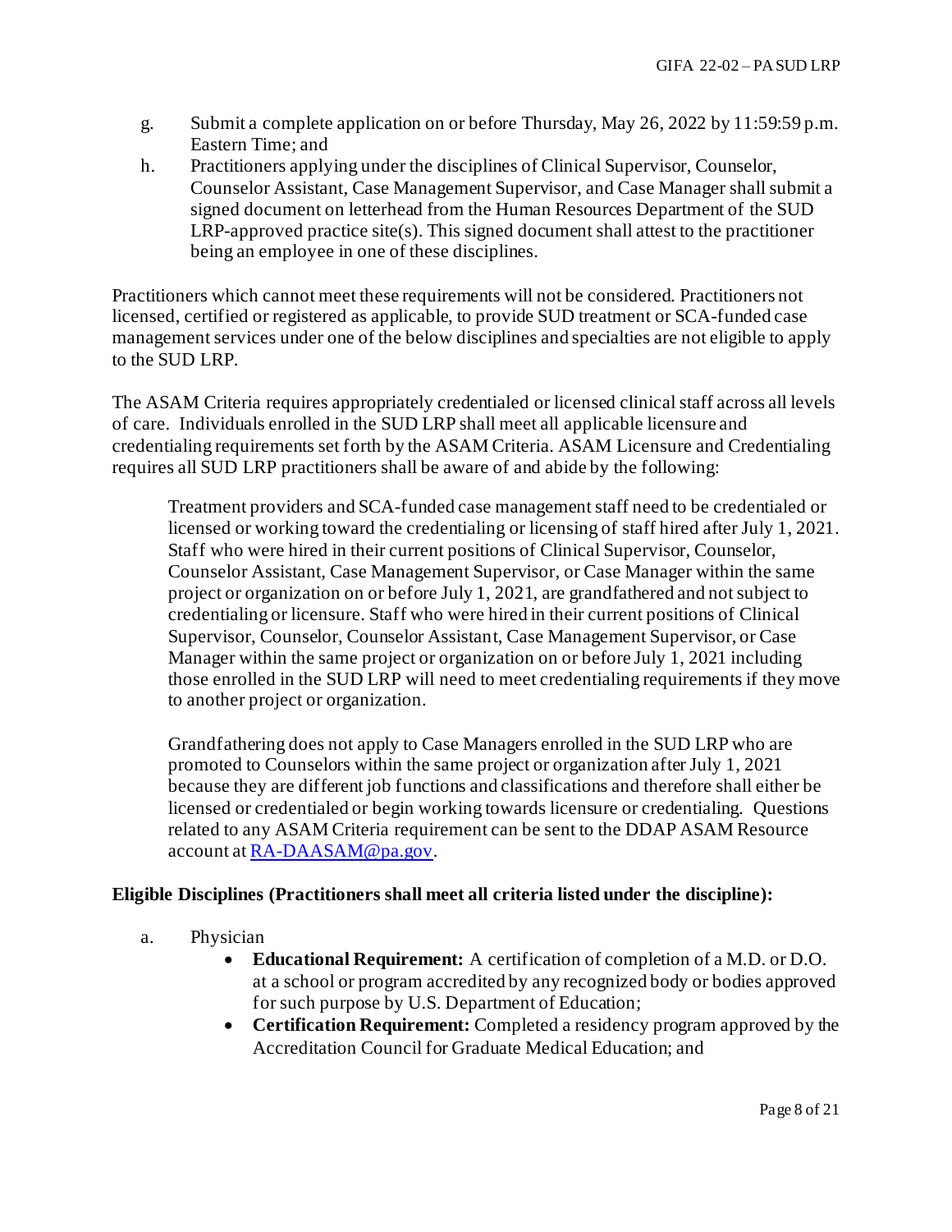g. Submit a complete application on or before Thursday, May 26, 2022 by 11:59:59 p.m. Eastern Time; and

h. Practitioners applying under the disciplines of Clinical Supervisor, Counselor, Counselor Assistant, Case Management Supervisor, and Case Manager shall submit a signed document on letterhead from the Human Resources Department of the SUD LRP-approved practice site(s). This signed document shall attest to the practitioner being an employee in one of these disciplines.

Practitioners which cannot meet these requirements will not be considered. Practitioners not licensed, certified or registered as applicable, to provide SUD treatment or SCA-funded case management services under one of the below disciplines and specialties are not eligible to apply to the SUD LRP.

The ASAM Criteria requires appropriately credentialed or licensed clinical staff across all levels of care. Individuals enrolled in the SUD LRP shall meet all applicable licensure and credentialing requirements set forth by the ASAM Criteria. ASAM Licensure and Credentialing requires all SUD LRP practitioners shall be aware of and abide by the following:

> Treatment providers and SCA-funded case management staff need to be credentialed or licensed or working toward the credentialing or licensing of staff hired after July 1, 2021. Staff who were hired in their current positions of Clinical Supervisor, Counselor, Counselor Assistant, Case Management Supervisor, or Case Manager within the same project or organization on or before July 1, 2021, are grandfathered and not subject to credentialing or licensure. Staff who were hired in their current positions of Clinical Supervisor, Counselor, Counselor Assistant, Case Management Supervisor, or Case Manager within the same project or organization on or before July 1, 2021 including those enrolled in the SUD LRP will need to meet credentialing requirements if they move to another project or organization.
>
> Grandfathering does not apply to Case Managers enrolled in the SUD LRP who are promoted to Counselors within the same project or organization after July 1, 2021 because they are different job functions and classifications and therefore shall either be licensed or credentialed or begin working towards licensure or credentialing. Questions related to any ASAM Criteria requirement can be sent to the DDAP ASAM Resource account at RA-DAASAM@pa.gov.

**Eligible Disciplines (Practitioners shall meet all criteria listed under the discipline):**

a. Physician
   - **Educational Requirement:** A certification of completion of a M.D. or D.O. at a school or program accredited by any recognized body or bodies approved for such purpose by U.S. Department of Education;
   - **Certification Requirement:** Completed a residency program approved by the Accreditation Council for Graduate Medical Education; and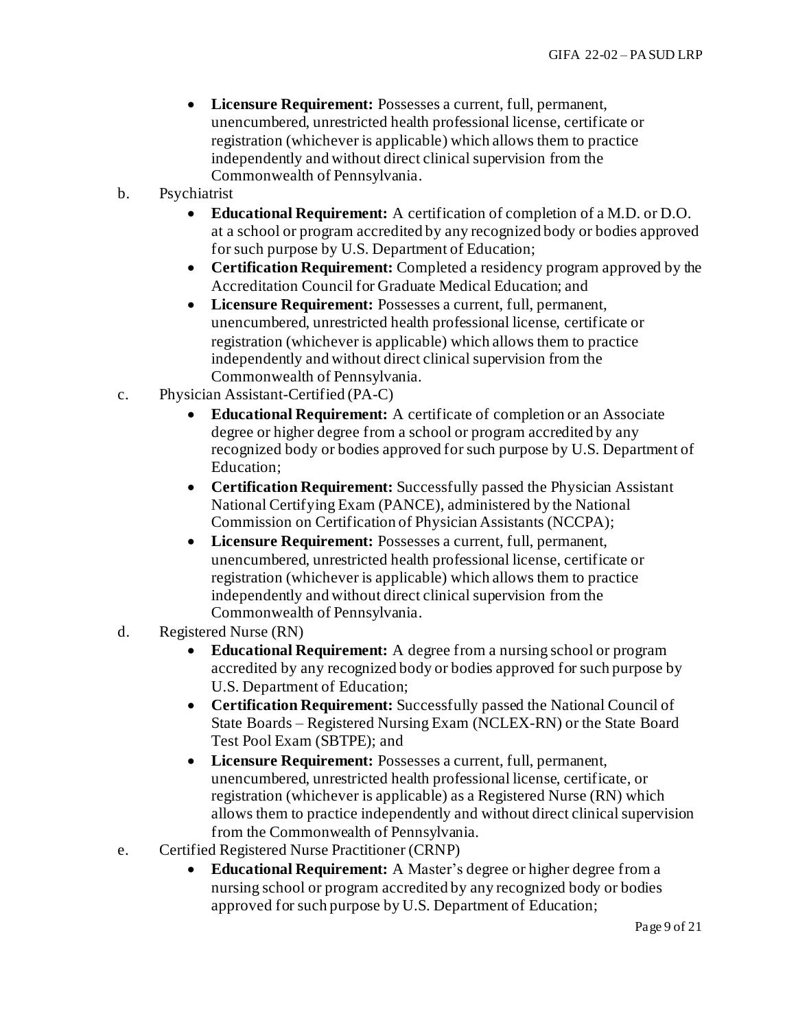- **Licensure Requirement:** Possesses a current, full, permanent, unencumbered, unrestricted health professional license, certificate or registration (whichever is applicable) which allows them to practice independently and without direct clinical supervision from the Commonwealth of Pennsylvania.

b. Psychiatrist

- **Educational Requirement:** A certification of completion of a M.D. or D.O. at a school or program accredited by any recognized body or bodies approved for such purpose by U.S. Department of Education;
- **Certification Requirement:** Completed a residency program approved by the Accreditation Council for Graduate Medical Education; and
- **Licensure Requirement:** Possesses a current, full, permanent, unencumbered, unrestricted health professional license, certificate or registration (whichever is applicable) which allows them to practice independently and without direct clinical supervision from the Commonwealth of Pennsylvania.

c. Physician Assistant-Certified (PA-C)

- **Educational Requirement:** A certificate of completion or an Associate degree or higher degree from a school or program accredited by any recognized body or bodies approved for such purpose by U.S. Department of Education;
- **Certification Requirement:** Successfully passed the Physician Assistant National Certifying Exam (PANCE), administered by the National Commission on Certification of Physician Assistants (NCCPA);
- **Licensure Requirement:** Possesses a current, full, permanent, unencumbered, unrestricted health professional license, certificate or registration (whichever is applicable) which allows them to practice independently and without direct clinical supervision from the Commonwealth of Pennsylvania.

d. Registered Nurse (RN)

- **Educational Requirement:** A degree from a nursing school or program accredited by any recognized body or bodies approved for such purpose by U.S. Department of Education;
- **Certification Requirement:** Successfully passed the National Council of State Boards – Registered Nursing Exam (NCLEX-RN) or the State Board Test Pool Exam (SBTPE); and
- **Licensure Requirement:** Possesses a current, full, permanent, unencumbered, unrestricted health professional license, certificate, or registration (whichever is applicable) as a Registered Nurse (RN) which allows them to practice independently and without direct clinical supervision from the Commonwealth of Pennsylvania.

e. Certified Registered Nurse Practitioner (CRNP)

- **Educational Requirement:** A Master's degree or higher degree from a nursing school or program accredited by any recognized body or bodies approved for such purpose by U.S. Department of Education;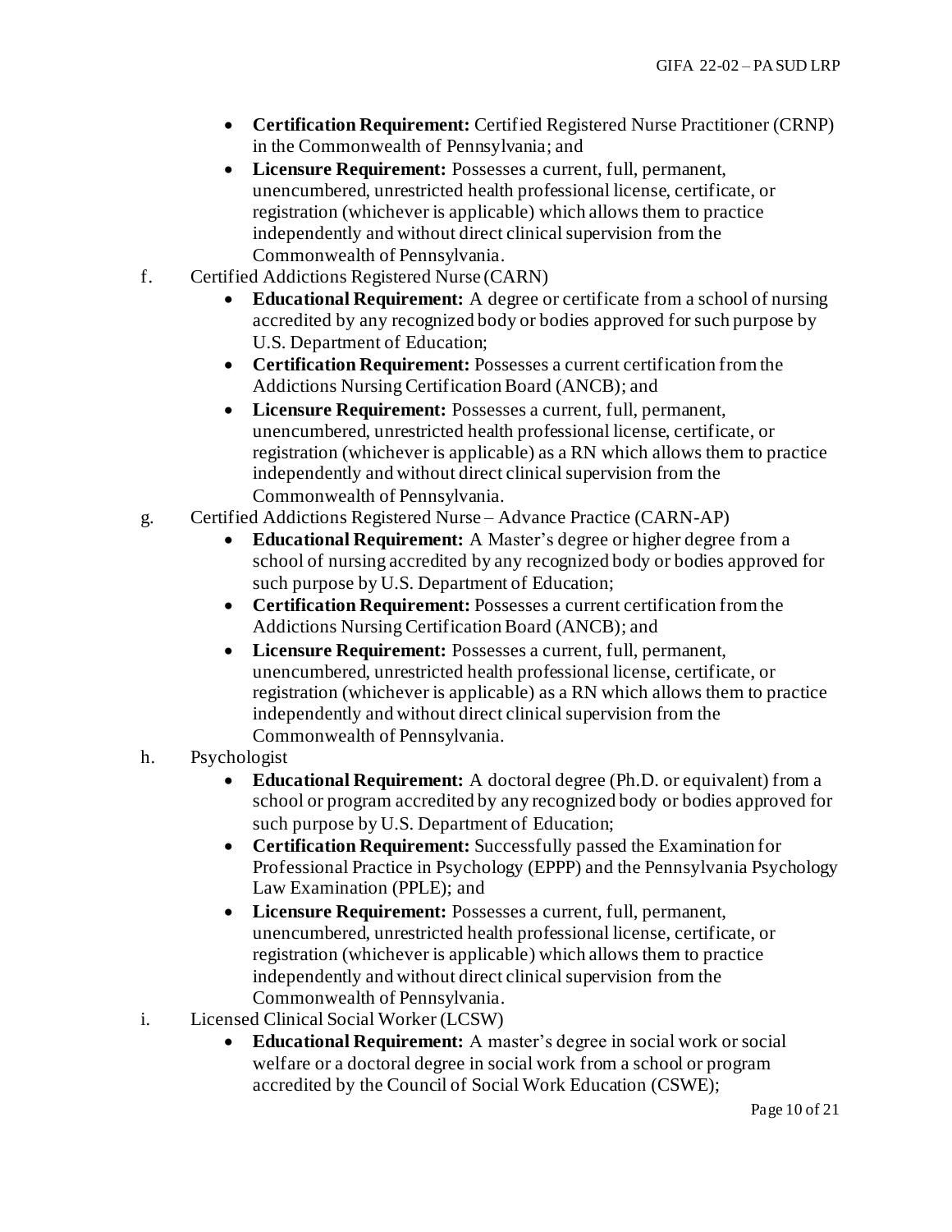- **Certification Requirement:** Certified Registered Nurse Practitioner (CRNP) in the Commonwealth of Pennsylvania; and
- **Licensure Requirement:** Possesses a current, full, permanent, unencumbered, unrestricted health professional license, certificate, or registration (whichever is applicable) which allows them to practice independently and without direct clinical supervision from the Commonwealth of Pennsylvania.

f. Certified Addictions Registered Nurse (CARN)

- **Educational Requirement:** A degree or certificate from a school of nursing accredited by any recognized body or bodies approved for such purpose by U.S. Department of Education;
- **Certification Requirement:** Possesses a current certification from the Addictions Nursing Certification Board (ANCB); and
- **Licensure Requirement:** Possesses a current, full, permanent, unencumbered, unrestricted health professional license, certificate, or registration (whichever is applicable) as a RN which allows them to practice independently and without direct clinical supervision from the Commonwealth of Pennsylvania.

g. Certified Addictions Registered Nurse – Advance Practice (CARN-AP)

- **Educational Requirement:** A Master's degree or higher degree from a school of nursing accredited by any recognized body or bodies approved for such purpose by U.S. Department of Education;
- **Certification Requirement:** Possesses a current certification from the Addictions Nursing Certification Board (ANCB); and
- **Licensure Requirement:** Possesses a current, full, permanent, unencumbered, unrestricted health professional license, certificate, or registration (whichever is applicable) as a RN which allows them to practice independently and without direct clinical supervision from the Commonwealth of Pennsylvania.

h. Psychologist

- **Educational Requirement:** A doctoral degree (Ph.D. or equivalent) from a school or program accredited by any recognized body or bodies approved for such purpose by U.S. Department of Education;
- **Certification Requirement:** Successfully passed the Examination for Professional Practice in Psychology (EPPP) and the Pennsylvania Psychology Law Examination (PPLE); and
- **Licensure Requirement:** Possesses a current, full, permanent, unencumbered, unrestricted health professional license, certificate, or registration (whichever is applicable) which allows them to practice independently and without direct clinical supervision from the Commonwealth of Pennsylvania.

i. Licensed Clinical Social Worker (LCSW)

- **Educational Requirement:** A master's degree in social work or social welfare or a doctoral degree in social work from a school or program accredited by the Council of Social Work Education (CSWE);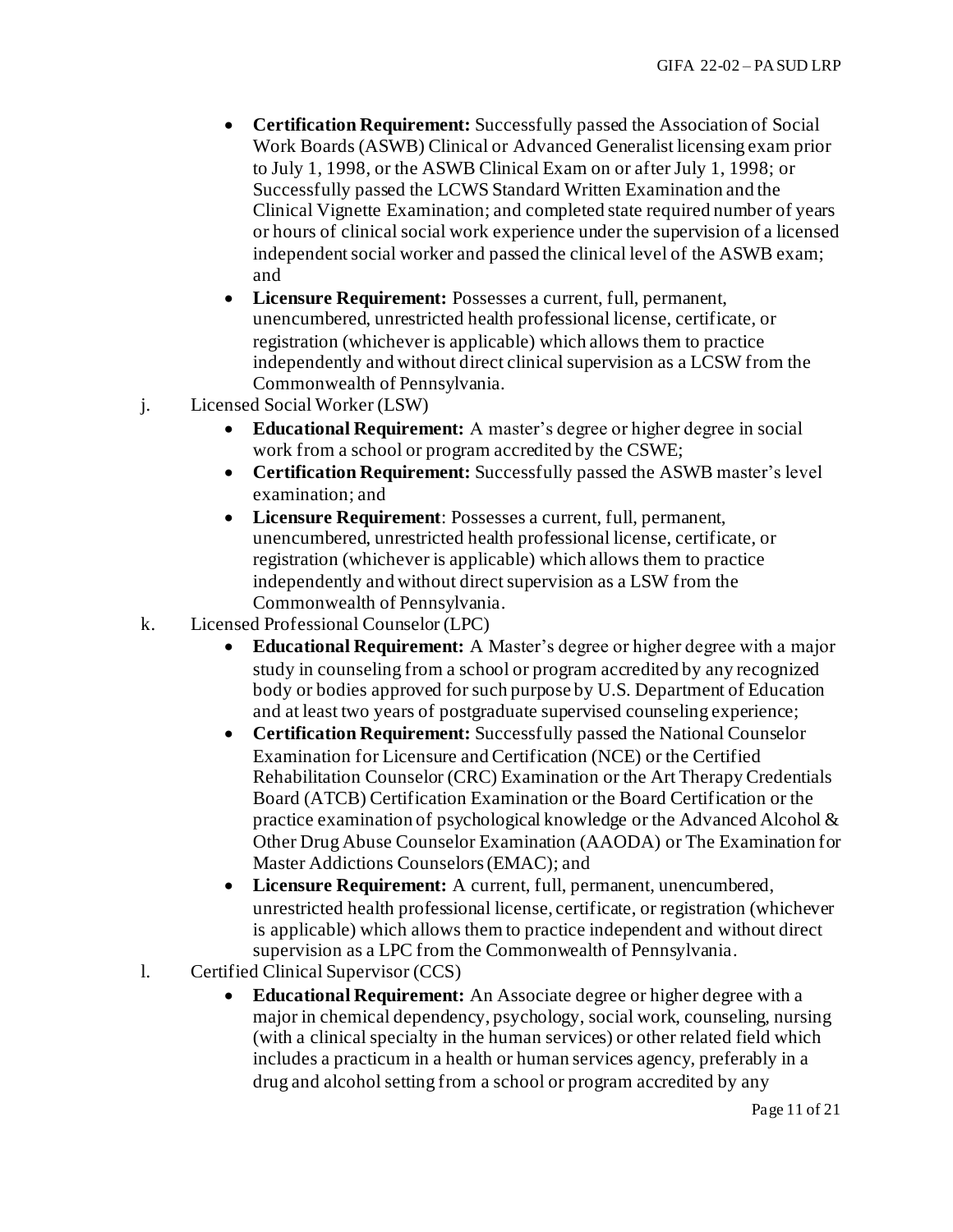- **Certification Requirement:** Successfully passed the Association of Social Work Boards (ASWB) Clinical or Advanced Generalist licensing exam prior to July 1, 1998, or the ASWB Clinical Exam on or after July 1, 1998; or Successfully passed the LCWS Standard Written Examination and the Clinical Vignette Examination; and completed state required number of years or hours of clinical social work experience under the supervision of a licensed independent social worker and passed the clinical level of the ASWB exam; and
- **Licensure Requirement:** Possesses a current, full, permanent, unencumbered, unrestricted health professional license, certificate, or registration (whichever is applicable) which allows them to practice independently and without direct clinical supervision as a LCSW from the Commonwealth of Pennsylvania.

j. Licensed Social Worker (LSW)

- **Educational Requirement:** A master's degree or higher degree in social work from a school or program accredited by the CSWE;
- **Certification Requirement:** Successfully passed the ASWB master's level examination; and
- **Licensure Requirement**: Possesses a current, full, permanent, unencumbered, unrestricted health professional license, certificate, or registration (whichever is applicable) which allows them to practice independently and without direct supervision as a LSW from the Commonwealth of Pennsylvania.

k. Licensed Professional Counselor (LPC)

- **Educational Requirement:** A Master's degree or higher degree with a major study in counseling from a school or program accredited by any recognized body or bodies approved for such purpose by U.S. Department of Education and at least two years of postgraduate supervised counseling experience;
- **Certification Requirement:** Successfully passed the National Counselor Examination for Licensure and Certification (NCE) or the Certified Rehabilitation Counselor (CRC) Examination or the Art Therapy Credentials Board (ATCB) Certification Examination or the Board Certification or the practice examination of psychological knowledge or the Advanced Alcohol & Other Drug Abuse Counselor Examination (AAODA) or The Examination for Master Addictions Counselors (EMAC); and
- **Licensure Requirement:** A current, full, permanent, unencumbered, unrestricted health professional license, certificate, or registration (whichever is applicable) which allows them to practice independent and without direct supervision as a LPC from the Commonwealth of Pennsylvania.

l. Certified Clinical Supervisor (CCS)

- **Educational Requirement:** An Associate degree or higher degree with a major in chemical dependency, psychology, social work, counseling, nursing (with a clinical specialty in the human services) or other related field which includes a practicum in a health or human services agency, preferably in a drug and alcohol setting from a school or program accredited by any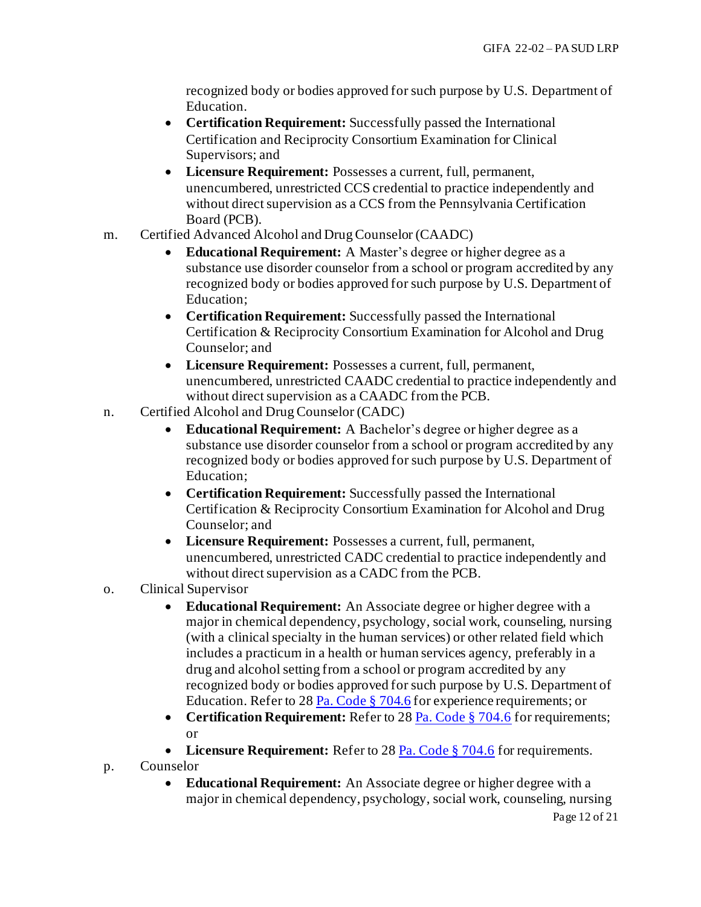recognized body or bodies approved for such purpose by U.S. Department of Education.

- **Certification Requirement:** Successfully passed the International Certification and Reciprocity Consortium Examination for Clinical Supervisors; and
- **Licensure Requirement:** Possesses a current, full, permanent, unencumbered, unrestricted CCS credential to practice independently and without direct supervision as a CCS from the Pennsylvania Certification Board (PCB).

m. Certified Advanced Alcohol and Drug Counselor (CAADC)

- **Educational Requirement:** A Master's degree or higher degree as a substance use disorder counselor from a school or program accredited by any recognized body or bodies approved for such purpose by U.S. Department of Education;
- **Certification Requirement:** Successfully passed the International Certification & Reciprocity Consortium Examination for Alcohol and Drug Counselor; and
- **Licensure Requirement:** Possesses a current, full, permanent, unencumbered, unrestricted CAADC credential to practice independently and without direct supervision as a CAADC from the PCB.

n. Certified Alcohol and Drug Counselor (CADC)

- **Educational Requirement:** A Bachelor's degree or higher degree as a substance use disorder counselor from a school or program accredited by any recognized body or bodies approved for such purpose by U.S. Department of Education;
- **Certification Requirement:** Successfully passed the International Certification & Reciprocity Consortium Examination for Alcohol and Drug Counselor; and
- **Licensure Requirement:** Possesses a current, full, permanent, unencumbered, unrestricted CADC credential to practice independently and without direct supervision as a CADC from the PCB.

o. Clinical Supervisor

- **Educational Requirement:** An Associate degree or higher degree with a major in chemical dependency, psychology, social work, counseling, nursing (with a clinical specialty in the human services) or other related field which includes a practicum in a health or human services agency, preferably in a drug and alcohol setting from a school or program accredited by any recognized body or bodies approved for such purpose by U.S. Department of Education. Refer to 28 [Pa. Code § 704.6] for experience requirements; or
- **Certification Requirement:** Refer to 28 [Pa. Code § 704.6] for requirements; or
- **Licensure Requirement:** Refer to 28 [Pa. Code § 704.6] for requirements.

p. Counselor

- **Educational Requirement:** An Associate degree or higher degree with a major in chemical dependency, psychology, social work, counseling, nursing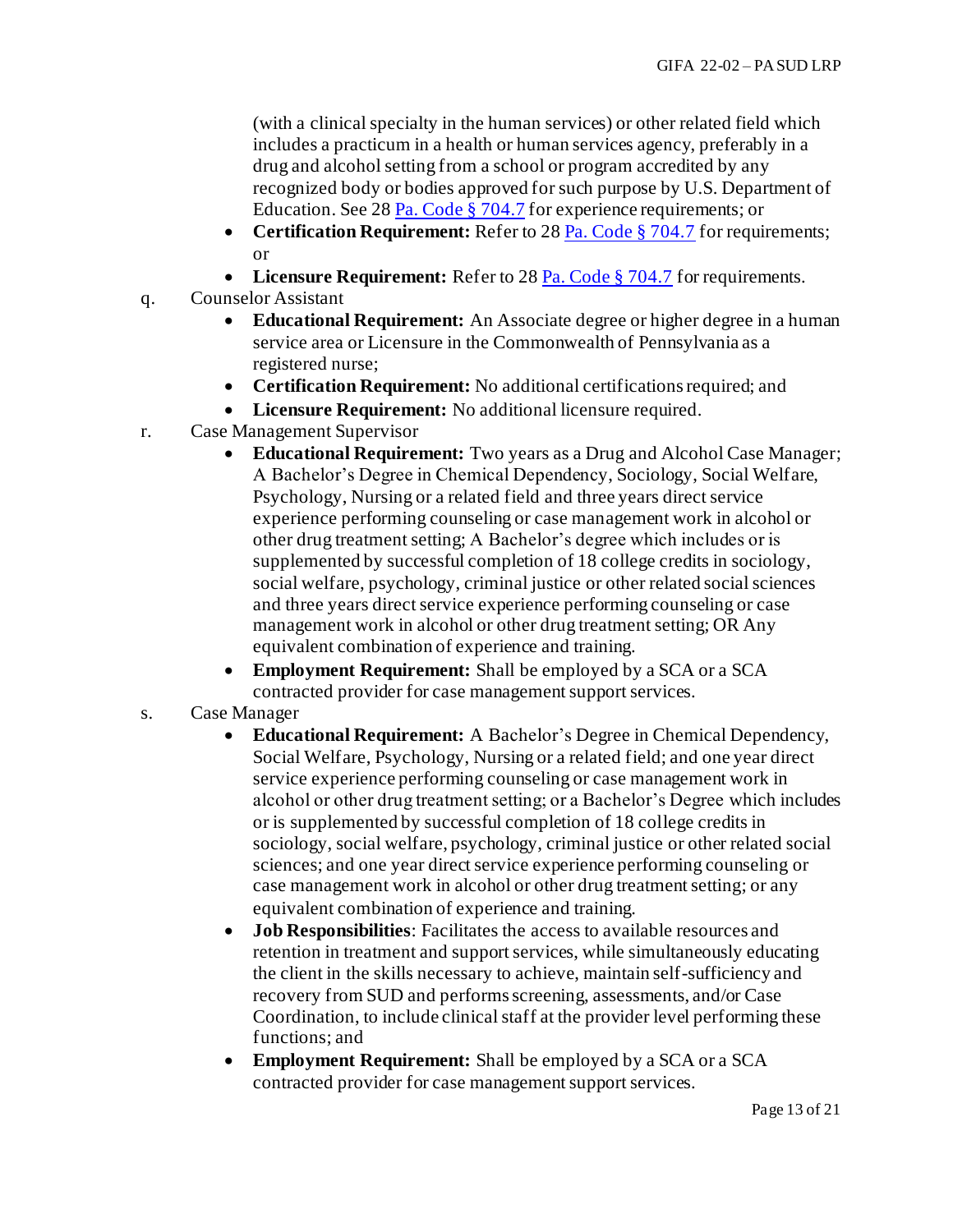(with a clinical specialty in the human services) or other related field which includes a practicum in a health or human services agency, preferably in a drug and alcohol setting from a school or program accredited by any recognized body or bodies approved for such purpose by U.S. Department of Education. See 28 [Pa. Code § 704.7](#) for experience requirements; or

- **Certification Requirement:** Refer to 28 [Pa. Code § 704.7](#) for requirements; or
- **Licensure Requirement:** Refer to 28 [Pa. Code § 704.7](#) for requirements.

q. Counselor Assistant
- **Educational Requirement:** An Associate degree or higher degree in a human service area or Licensure in the Commonwealth of Pennsylvania as a registered nurse;
- **Certification Requirement:** No additional certifications required; and
- **Licensure Requirement:** No additional licensure required.

r. Case Management Supervisor
- **Educational Requirement:** Two years as a Drug and Alcohol Case Manager; A Bachelor's Degree in Chemical Dependency, Sociology, Social Welfare, Psychology, Nursing or a related field and three years direct service experience performing counseling or case management work in alcohol or other drug treatment setting; A Bachelor's degree which includes or is supplemented by successful completion of 18 college credits in sociology, social welfare, psychology, criminal justice or other related social sciences and three years direct service experience performing counseling or case management work in alcohol or other drug treatment setting; OR Any equivalent combination of experience and training.
- **Employment Requirement:** Shall be employed by a SCA or a SCA contracted provider for case management support services.

s. Case Manager
- **Educational Requirement:** A Bachelor's Degree in Chemical Dependency, Social Welfare, Psychology, Nursing or a related field; and one year direct service experience performing counseling or case management work in alcohol or other drug treatment setting; or a Bachelor's Degree which includes or is supplemented by successful completion of 18 college credits in sociology, social welfare, psychology, criminal justice or other related social sciences; and one year direct service experience performing counseling or case management work in alcohol or other drug treatment setting; or any equivalent combination of experience and training.
- **Job Responsibilities**: Facilitates the access to available resources and retention in treatment and support services, while simultaneously educating the client in the skills necessary to achieve, maintain self-sufficiency and recovery from SUD and performs screening, assessments, and/or Case Coordination, to include clinical staff at the provider level performing these functions; and
- **Employment Requirement:** Shall be employed by a SCA or a SCA contracted provider for case management support services.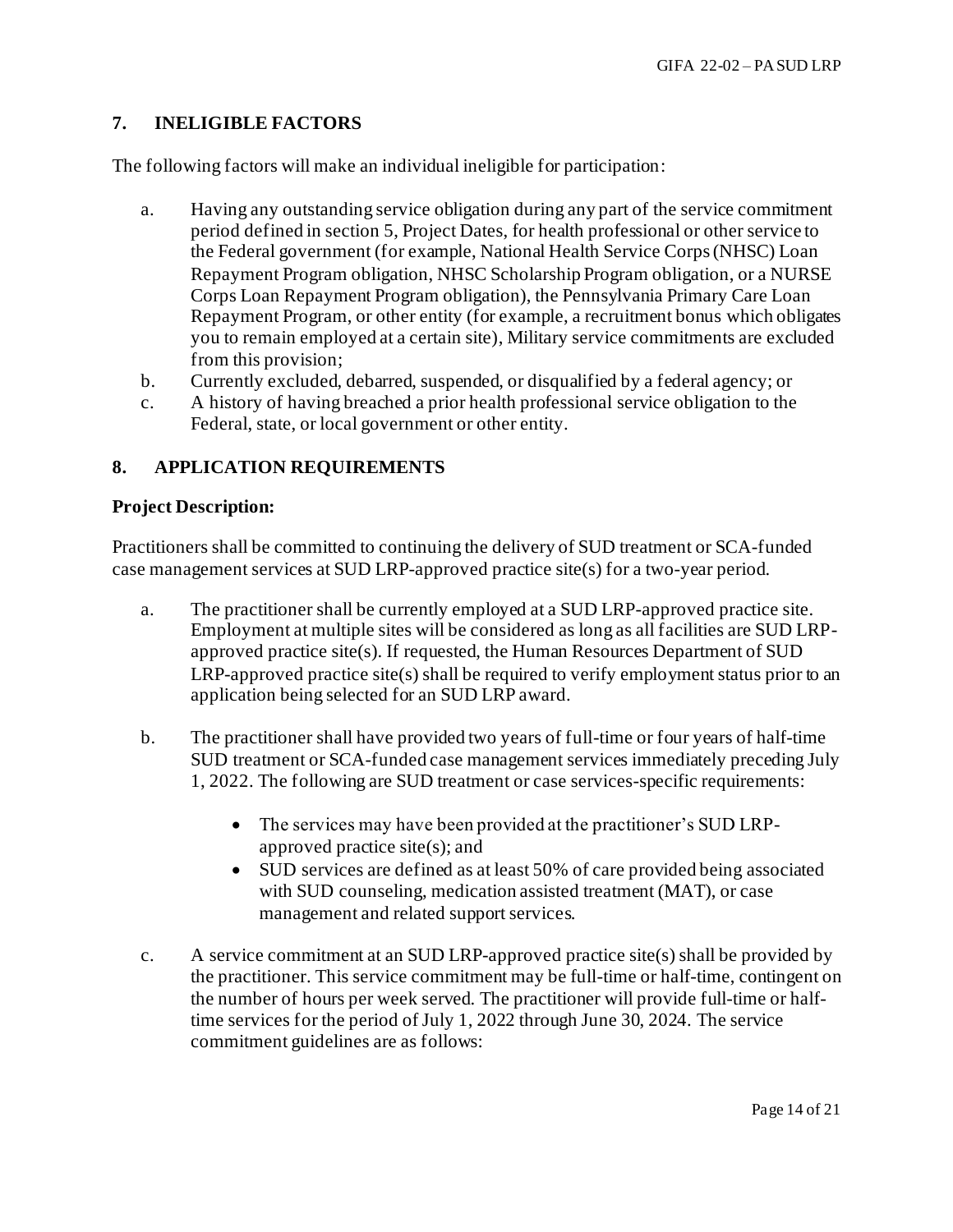## 7. INELIGIBLE FACTORS

The following factors will make an individual ineligible for participation:

a. Having any outstanding service obligation during any part of the service commitment period defined in section 5, Project Dates, for health professional or other service to the Federal government (for example, National Health Service Corps (NHSC) Loan Repayment Program obligation, NHSC Scholarship Program obligation, or a NURSE Corps Loan Repayment Program obligation), the Pennsylvania Primary Care Loan Repayment Program, or other entity (for example, a recruitment bonus which obligates you to remain employed at a certain site), Military service commitments are excluded from this provision;

b. Currently excluded, debarred, suspended, or disqualified by a federal agency; or

c. A history of having breached a prior health professional service obligation to the Federal, state, or local government or other entity.

## 8. APPLICATION REQUIREMENTS

**Project Description:**

Practitioners shall be committed to continuing the delivery of SUD treatment or SCA-funded case management services at SUD LRP-approved practice site(s) for a two-year period.

a. The practitioner shall be currently employed at a SUD LRP-approved practice site. Employment at multiple sites will be considered as long as all facilities are SUD LRP-approved practice site(s). If requested, the Human Resources Department of SUD LRP-approved practice site(s) shall be required to verify employment status prior to an application being selected for an SUD LRP award.

b. The practitioner shall have provided two years of full-time or four years of half-time SUD treatment or SCA-funded case management services immediately preceding July 1, 2022. The following are SUD treatment or case services-specific requirements:

- The services may have been provided at the practitioner's SUD LRP-approved practice site(s); and
- SUD services are defined as at least 50% of care provided being associated with SUD counseling, medication assisted treatment (MAT), or case management and related support services.

c. A service commitment at an SUD LRP-approved practice site(s) shall be provided by the practitioner. This service commitment may be full-time or half-time, contingent on the number of hours per week served. The practitioner will provide full-time or half-time services for the period of July 1, 2022 through June 30, 2024. The service commitment guidelines are as follows: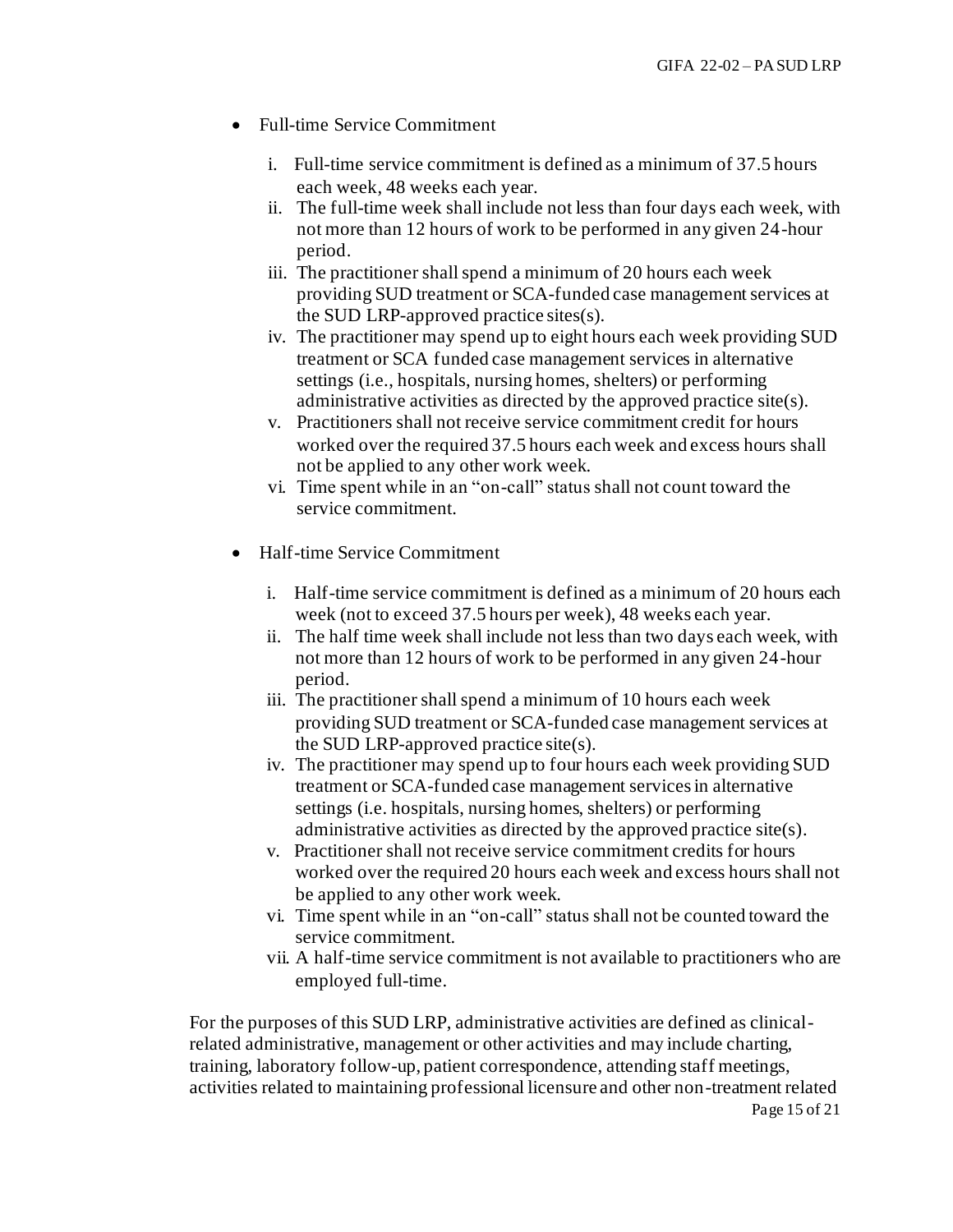- Full-time Service Commitment

    i. Full-time service commitment is defined as a minimum of 37.5 hours each week, 48 weeks each year.
    ii. The full-time week shall include not less than four days each week, with not more than 12 hours of work to be performed in any given 24-hour period.
    iii. The practitioner shall spend a minimum of 20 hours each week providing SUD treatment or SCA-funded case management services at the SUD LRP-approved practice sites(s).
    iv. The practitioner may spend up to eight hours each week providing SUD treatment or SCA funded case management services in alternative settings (i.e., hospitals, nursing homes, shelters) or performing administrative activities as directed by the approved practice site(s).
    v. Practitioners shall not receive service commitment credit for hours worked over the required 37.5 hours each week and excess hours shall not be applied to any other work week.
    vi. Time spent while in an "on-call" status shall not count toward the service commitment.

- Half-time Service Commitment

    i. Half-time service commitment is defined as a minimum of 20 hours each week (not to exceed 37.5 hours per week), 48 weeks each year.
    ii. The half time week shall include not less than two days each week, with not more than 12 hours of work to be performed in any given 24-hour period.
    iii. The practitioner shall spend a minimum of 10 hours each week providing SUD treatment or SCA-funded case management services at the SUD LRP-approved practice site(s).
    iv. The practitioner may spend up to four hours each week providing SUD treatment or SCA-funded case management services in alternative settings (i.e. hospitals, nursing homes, shelters) or performing administrative activities as directed by the approved practice site(s).
    v. Practitioner shall not receive service commitment credits for hours worked over the required 20 hours each week and excess hours shall not be applied to any other work week.
    vi. Time spent while in an "on-call" status shall not be counted toward the service commitment.
    vii. A half-time service commitment is not available to practitioners who are employed full-time.

For the purposes of this SUD LRP, administrative activities are defined as clinical-related administrative, management or other activities and may include charting, training, laboratory follow-up, patient correspondence, attending staff meetings, activities related to maintaining professional licensure and other non-treatment related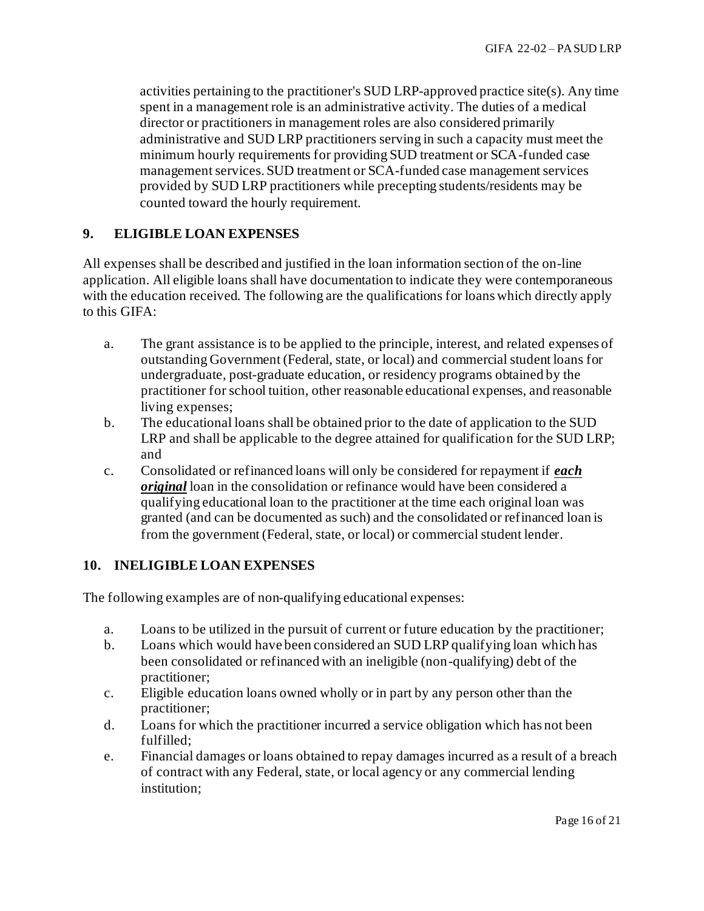activities pertaining to the practitioner's SUD LRP-approved practice site(s). Any time spent in a management role is an administrative activity. The duties of a medical director or practitioners in management roles are also considered primarily administrative and SUD LRP practitioners serving in such a capacity must meet the minimum hourly requirements for providing SUD treatment or SCA-funded case management services. SUD treatment or SCA-funded case management services provided by SUD LRP practitioners while precepting students/residents may be counted toward the hourly requirement.

## 9. ELIGIBLE LOAN EXPENSES

All expenses shall be described and justified in the loan information section of the on-line application. All eligible loans shall have documentation to indicate they were contemporaneous with the education received. The following are the qualifications for loans which directly apply to this GIFA:

a. The grant assistance is to be applied to the principle, interest, and related expenses of outstanding Government (Federal, state, or local) and commercial student loans for undergraduate, post-graduate education, or residency programs obtained by the practitioner for school tuition, other reasonable educational expenses, and reasonable living expenses;

b. The educational loans shall be obtained prior to the date of application to the SUD LRP and shall be applicable to the degree attained for qualification for the SUD LRP; and

c. Consolidated or refinanced loans will only be considered for repayment if ***each original*** loan in the consolidation or refinance would have been considered a qualifying educational loan to the practitioner at the time each original loan was granted (and can be documented as such) and the consolidated or refinanced loan is from the government (Federal, state, or local) or commercial student lender.

## 10. INELIGIBLE LOAN EXPENSES

The following examples are of non-qualifying educational expenses:

a. Loans to be utilized in the pursuit of current or future education by the practitioner;

b. Loans which would have been considered an SUD LRP qualifying loan which has been consolidated or refinanced with an ineligible (non-qualifying) debt of the practitioner;

c. Eligible education loans owned wholly or in part by any person other than the practitioner;

d. Loans for which the practitioner incurred a service obligation which has not been fulfilled;

e. Financial damages or loans obtained to repay damages incurred as a result of a breach of contract with any Federal, state, or local agency or any commercial lending institution;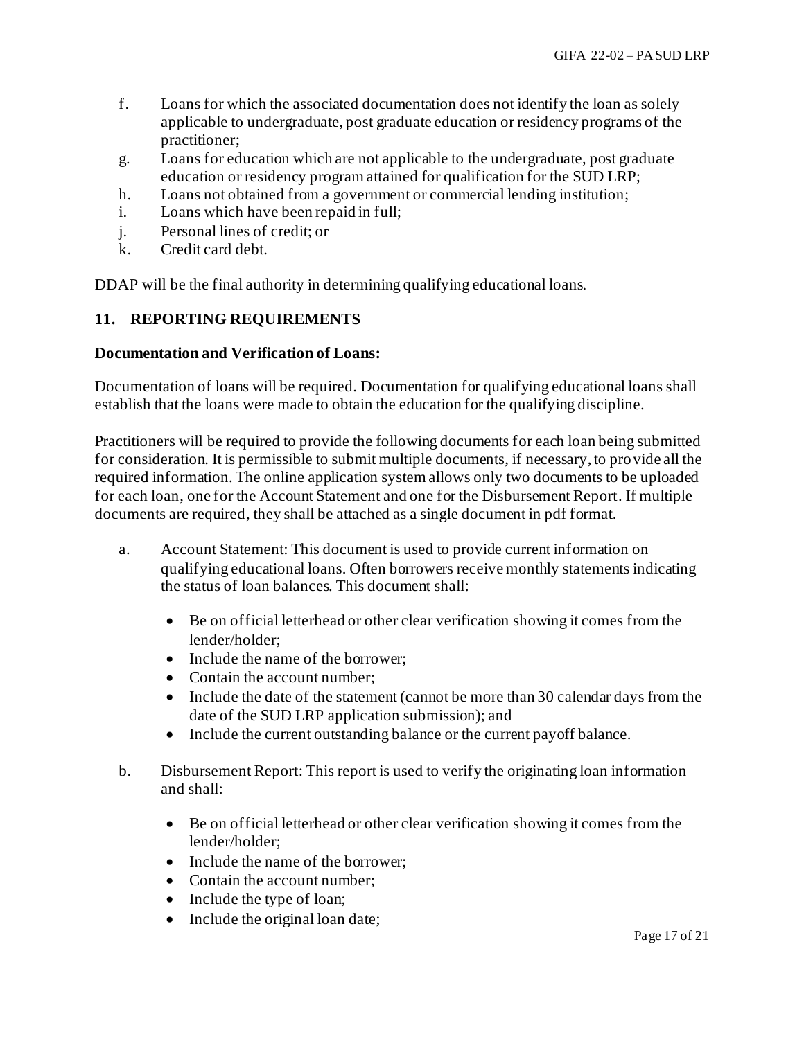f. Loans for which the associated documentation does not identify the loan as solely applicable to undergraduate, post graduate education or residency programs of the practitioner;
g. Loans for education which are not applicable to the undergraduate, post graduate education or residency program attained for qualification for the SUD LRP;
h. Loans not obtained from a government or commercial lending institution;
i. Loans which have been repaid in full;
j. Personal lines of credit; or
k. Credit card debt.

DDAP will be the final authority in determining qualifying educational loans.

## 11. REPORTING REQUIREMENTS

**Documentation and Verification of Loans:**

Documentation of loans will be required. Documentation for qualifying educational loans shall establish that the loans were made to obtain the education for the qualifying discipline.

Practitioners will be required to provide the following documents for each loan being submitted for consideration. It is permissible to submit multiple documents, if necessary, to provide all the required information. The online application system allows only two documents to be uploaded for each loan, one for the Account Statement and one for the Disbursement Report. If multiple documents are required, they shall be attached as a single document in pdf format.

a. Account Statement: This document is used to provide current information on qualifying educational loans. Often borrowers receive monthly statements indicating the status of loan balances. This document shall:

- Be on official letterhead or other clear verification showing it comes from the lender/holder;
- Include the name of the borrower;
- Contain the account number;
- Include the date of the statement (cannot be more than 30 calendar days from the date of the SUD LRP application submission); and
- Include the current outstanding balance or the current payoff balance.

b. Disbursement Report: This report is used to verify the originating loan information and shall:

- Be on official letterhead or other clear verification showing it comes from the lender/holder;
- Include the name of the borrower;
- Contain the account number;
- Include the type of loan;
- Include the original loan date;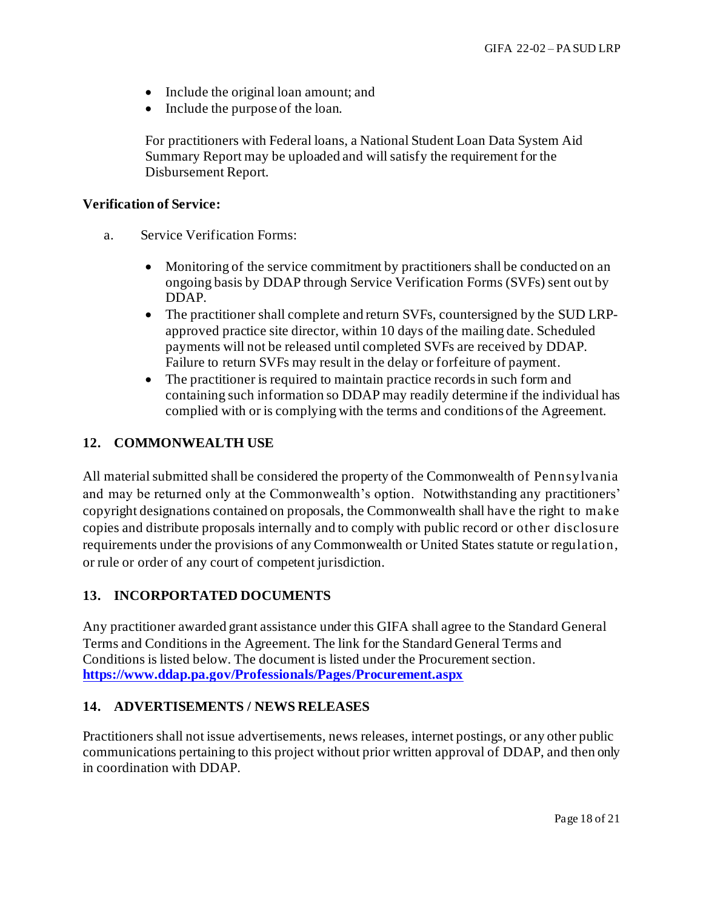- Include the original loan amount; and
- Include the purpose of the loan.

For practitioners with Federal loans, a National Student Loan Data System Aid Summary Report may be uploaded and will satisfy the requirement for the Disbursement Report.

**Verification of Service:**

a. Service Verification Forms:

- Monitoring of the service commitment by practitioners shall be conducted on an ongoing basis by DDAP through Service Verification Forms (SVFs) sent out by DDAP.
- The practitioner shall complete and return SVFs, countersigned by the SUD LRP-approved practice site director, within 10 days of the mailing date. Scheduled payments will not be released until completed SVFs are received by DDAP. Failure to return SVFs may result in the delay or forfeiture of payment.
- The practitioner is required to maintain practice records in such form and containing such information so DDAP may readily determine if the individual has complied with or is complying with the terms and conditions of the Agreement.

## 12. COMMONWEALTH USE

All material submitted shall be considered the property of the Commonwealth of Pennsylvania and may be returned only at the Commonwealth's option. Notwithstanding any practitioners' copyright designations contained on proposals, the Commonwealth shall have the right to make copies and distribute proposals internally and to comply with public record or other disclosure requirements under the provisions of any Commonwealth or United States statute or regulation, or rule or order of any court of competent jurisdiction.

## 13. INCORPORTATED DOCUMENTS

Any practitioner awarded grant assistance under this GIFA shall agree to the Standard General Terms and Conditions in the Agreement. The link for the Standard General Terms and Conditions is listed below. The document is listed under the Procurement section.
**https://www.ddap.pa.gov/Professionals/Pages/Procurement.aspx**

## 14. ADVERTISEMENTS / NEWS RELEASES

Practitioners shall not issue advertisements, news releases, internet postings, or any other public communications pertaining to this project without prior written approval of DDAP, and then only in coordination with DDAP.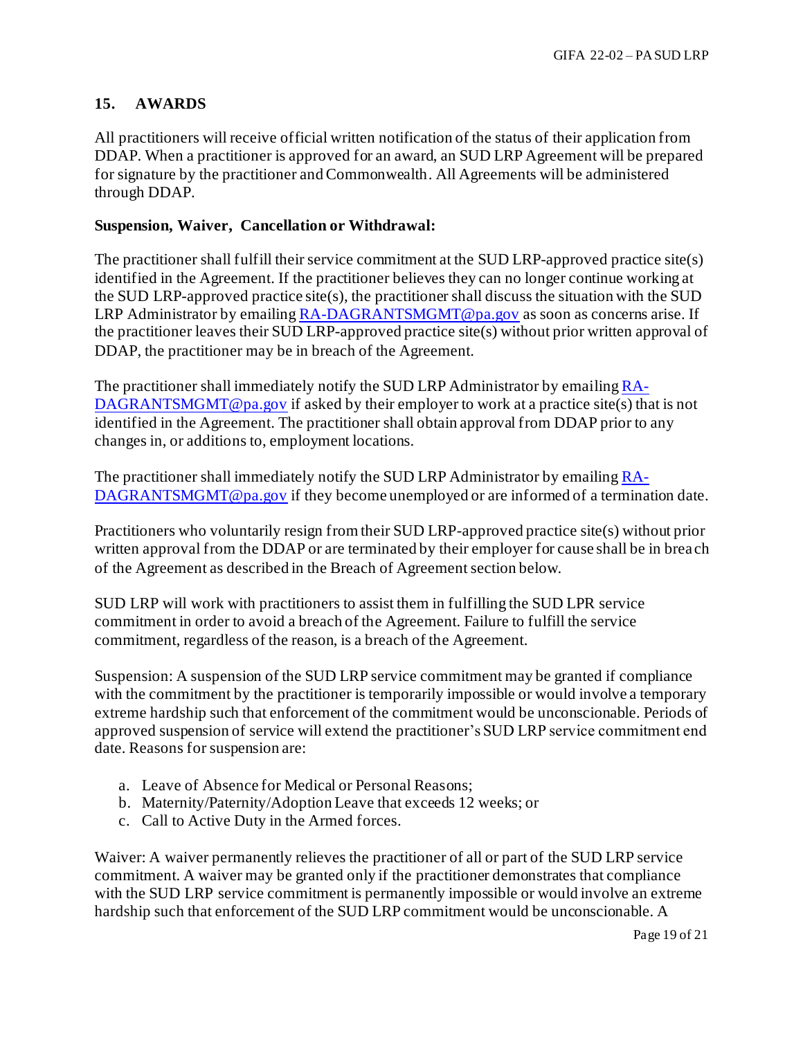## 15. AWARDS

All practitioners will receive official written notification of the status of their application from DDAP. When a practitioner is approved for an award, an SUD LRP Agreement will be prepared for signature by the practitioner and Commonwealth. All Agreements will be administered through DDAP.

**Suspension, Waiver, Cancellation or Withdrawal:**

The practitioner shall fulfill their service commitment at the SUD LRP-approved practice site(s) identified in the Agreement. If the practitioner believes they can no longer continue working at the SUD LRP-approved practice site(s), the practitioner shall discuss the situation with the SUD LRP Administrator by emailing RA-DAGRANTSMGMT@pa.gov as soon as concerns arise. If the practitioner leaves their SUD LRP-approved practice site(s) without prior written approval of DDAP, the practitioner may be in breach of the Agreement.

The practitioner shall immediately notify the SUD LRP Administrator by emailing RA-DAGRANTSMGMT@pa.gov if asked by their employer to work at a practice site(s) that is not identified in the Agreement. The practitioner shall obtain approval from DDAP prior to any changes in, or additions to, employment locations.

The practitioner shall immediately notify the SUD LRP Administrator by emailing RA-DAGRANTSMGMT@pa.gov if they become unemployed or are informed of a termination date.

Practitioners who voluntarily resign from their SUD LRP-approved practice site(s) without prior written approval from the DDAP or are terminated by their employer for cause shall be in breach of the Agreement as described in the Breach of Agreement section below.

SUD LRP will work with practitioners to assist them in fulfilling the SUD LPR service commitment in order to avoid a breach of the Agreement. Failure to fulfill the service commitment, regardless of the reason, is a breach of the Agreement.

Suspension: A suspension of the SUD LRP service commitment may be granted if compliance with the commitment by the practitioner is temporarily impossible or would involve a temporary extreme hardship such that enforcement of the commitment would be unconscionable. Periods of approved suspension of service will extend the practitioner's SUD LRP service commitment end date. Reasons for suspension are:

a. Leave of Absence for Medical or Personal Reasons;
b. Maternity/Paternity/Adoption Leave that exceeds 12 weeks; or
c. Call to Active Duty in the Armed forces.

Waiver: A waiver permanently relieves the practitioner of all or part of the SUD LRP service commitment. A waiver may be granted only if the practitioner demonstrates that compliance with the SUD LRP service commitment is permanently impossible or would involve an extreme hardship such that enforcement of the SUD LRP commitment would be unconscionable. A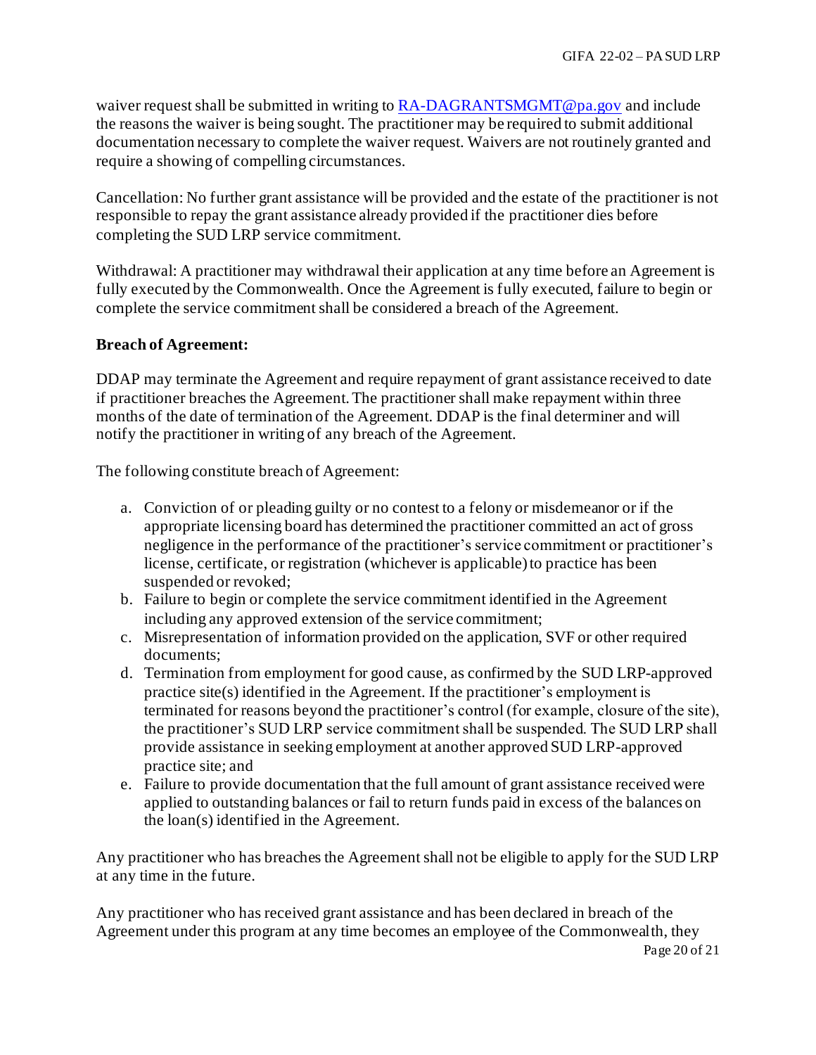waiver request shall be submitted in writing to RA-DAGRANTSMGMT@pa.gov and include the reasons the waiver is being sought. The practitioner may be required to submit additional documentation necessary to complete the waiver request. Waivers are not routinely granted and require a showing of compelling circumstances.

Cancellation: No further grant assistance will be provided and the estate of the practitioner is not responsible to repay the grant assistance already provided if the practitioner dies before completing the SUD LRP service commitment.

Withdrawal: A practitioner may withdrawal their application at any time before an Agreement is fully executed by the Commonwealth. Once the Agreement is fully executed, failure to begin or complete the service commitment shall be considered a breach of the Agreement.

**Breach of Agreement:**

DDAP may terminate the Agreement and require repayment of grant assistance received to date if practitioner breaches the Agreement. The practitioner shall make repayment within three months of the date of termination of the Agreement. DDAP is the final determiner and will notify the practitioner in writing of any breach of the Agreement.

The following constitute breach of Agreement:

a. Conviction of or pleading guilty or no contest to a felony or misdemeanor or if the appropriate licensing board has determined the practitioner committed an act of gross negligence in the performance of the practitioner's service commitment or practitioner's license, certificate, or registration (whichever is applicable) to practice has been suspended or revoked;
b. Failure to begin or complete the service commitment identified in the Agreement including any approved extension of the service commitment;
c. Misrepresentation of information provided on the application, SVF or other required documents;
d. Termination from employment for good cause, as confirmed by the SUD LRP-approved practice site(s) identified in the Agreement. If the practitioner's employment is terminated for reasons beyond the practitioner's control (for example, closure of the site), the practitioner's SUD LRP service commitment shall be suspended. The SUD LRP shall provide assistance in seeking employment at another approved SUD LRP-approved practice site; and
e. Failure to provide documentation that the full amount of grant assistance received were applied to outstanding balances or fail to return funds paid in excess of the balances on the loan(s) identified in the Agreement.

Any practitioner who has breaches the Agreement shall not be eligible to apply for the SUD LRP at any time in the future.

Any practitioner who has received grant assistance and has been declared in breach of the Agreement under this program at any time becomes an employee of the Commonwealth, they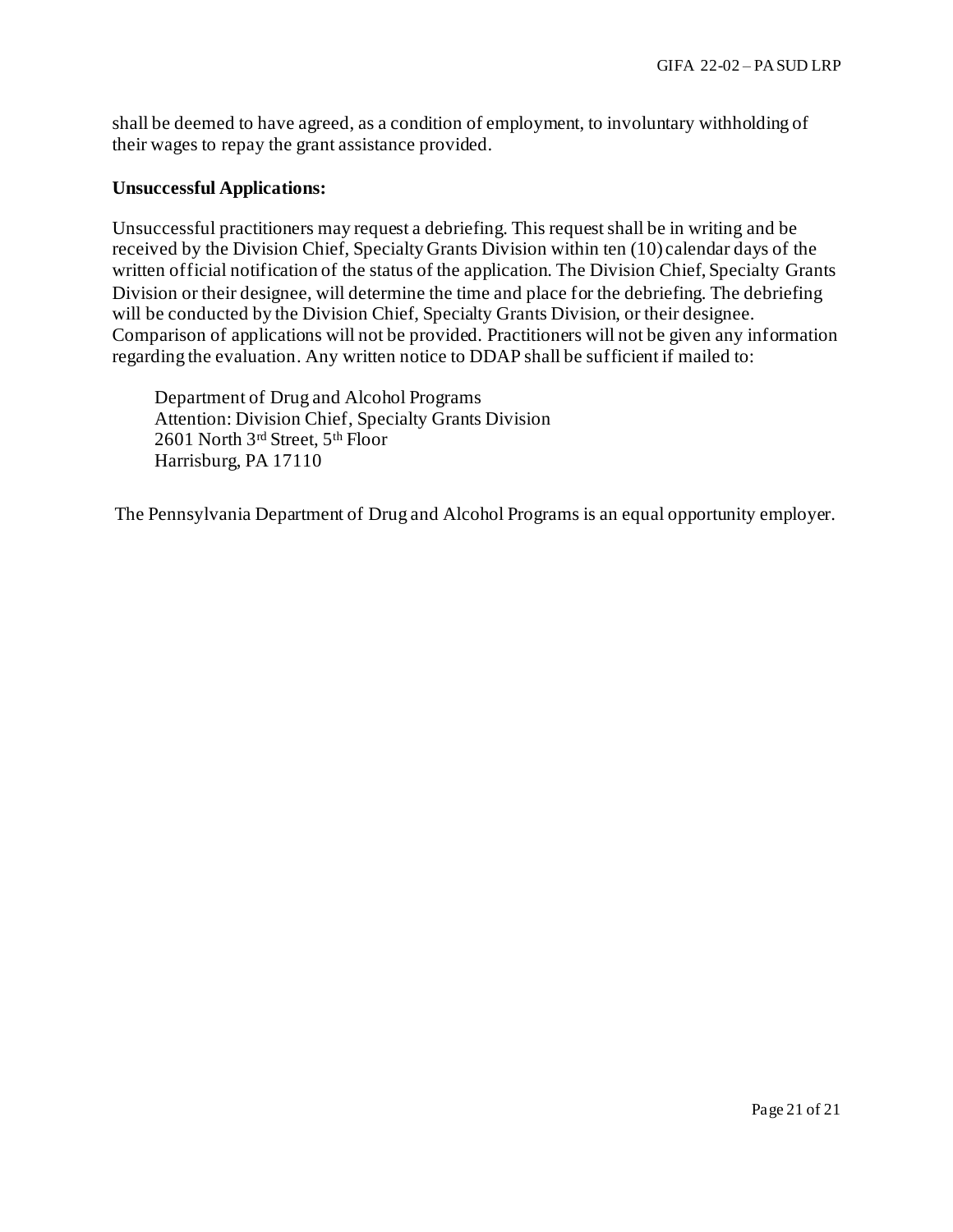shall be deemed to have agreed, as a condition of employment, to involuntary withholding of their wages to repay the grant assistance provided.

**Unsuccessful Applications:**

Unsuccessful practitioners may request a debriefing. This request shall be in writing and be received by the Division Chief, Specialty Grants Division within ten (10) calendar days of the written official notification of the status of the application. The Division Chief, Specialty Grants Division or their designee, will determine the time and place for the debriefing. The debriefing will be conducted by the Division Chief, Specialty Grants Division, or their designee. Comparison of applications will not be provided. Practitioners will not be given any information regarding the evaluation. Any written notice to DDAP shall be sufficient if mailed to:

Department of Drug and Alcohol Programs
Attention: Division Chief, Specialty Grants Division
2601 North 3rd Street, 5th Floor
Harrisburg, PA 17110

The Pennsylvania Department of Drug and Alcohol Programs is an equal opportunity employer.